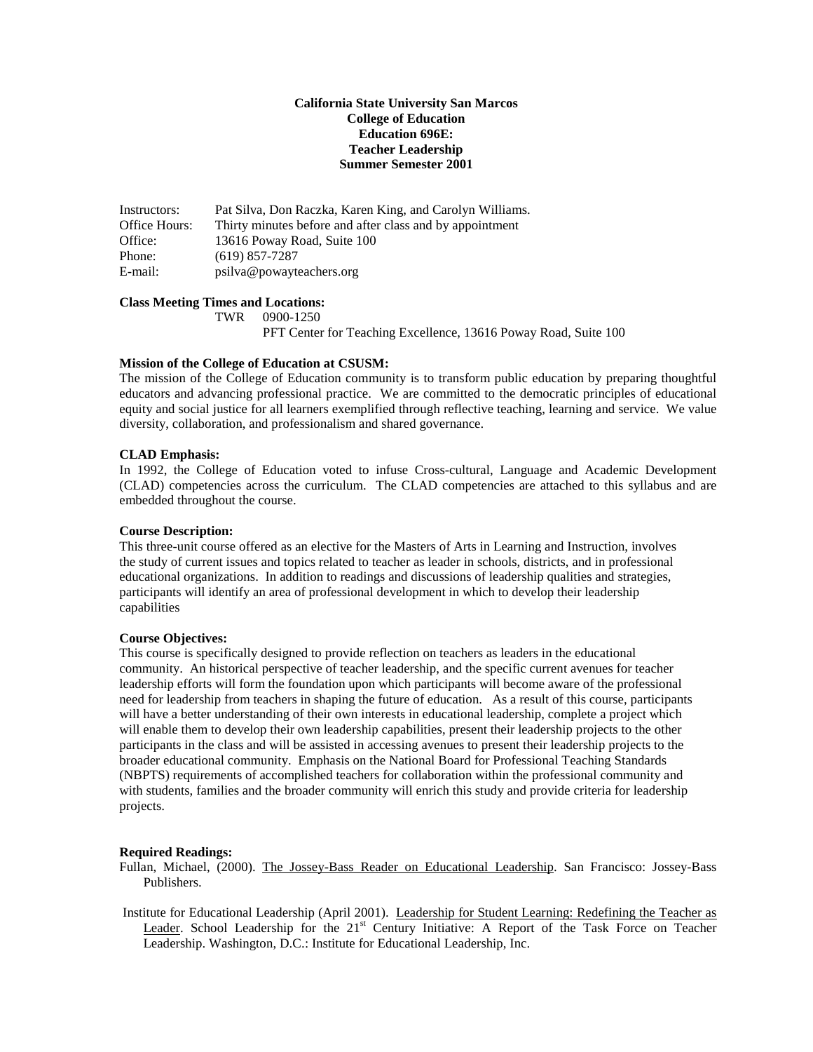**California State University San Marcos**
**College of Education**
**Education 696E:**
**Teacher Leadership**
**Summer Semester 2001**

Instructors: Pat Silva, Don Raczka, Karen King, and Carolyn Williams.
Office Hours: Thirty minutes before and after class and by appointment
Office: 13616 Poway Road, Suite 100
Phone: (619) 857-7287
E-mail: psilva@powayteachers.org

**Class Meeting Times and Locations:**

TWR 0900-1250
PFT Center for Teaching Excellence, 13616 Poway Road, Suite 100

**Mission of the College of Education at CSUSM:**

The mission of the College of Education community is to transform public education by preparing thoughtful educators and advancing professional practice. We are committed to the democratic principles of educational equity and social justice for all learners exemplified through reflective teaching, learning and service. We value diversity, collaboration, and professionalism and shared governance.

**CLAD Emphasis:**

In 1992, the College of Education voted to infuse Cross-cultural, Language and Academic Development (CLAD) competencies across the curriculum. The CLAD competencies are attached to this syllabus and are embedded throughout the course.

**Course Description:**

This three-unit course offered as an elective for the Masters of Arts in Learning and Instruction, involves the study of current issues and topics related to teacher as leader in schools, districts, and in professional educational organizations. In addition to readings and discussions of leadership qualities and strategies, participants will identify an area of professional development in which to develop their leadership capabilities

**Course Objectives:**

This course is specifically designed to provide reflection on teachers as leaders in the educational community. An historical perspective of teacher leadership, and the specific current avenues for teacher leadership efforts will form the foundation upon which participants will become aware of the professional need for leadership from teachers in shaping the future of education. As a result of this course, participants will have a better understanding of their own interests in educational leadership, complete a project which will enable them to develop their own leadership capabilities, present their leadership projects to the other participants in the class and will be assisted in accessing avenues to present their leadership projects to the broader educational community. Emphasis on the National Board for Professional Teaching Standards (NBPTS) requirements of accomplished teachers for collaboration within the professional community and with students, families and the broader community will enrich this study and provide criteria for leadership projects.

**Required Readings:**

Fullan, Michael, (2000). The Jossey-Bass Reader on Educational Leadership. San Francisco: Jossey-Bass Publishers.

Institute for Educational Leadership (April 2001). Leadership for Student Learning: Redefining the Teacher as Leader. School Leadership for the 21st Century Initiative: A Report of the Task Force on Teacher Leadership. Washington, D.C.: Institute for Educational Leadership, Inc.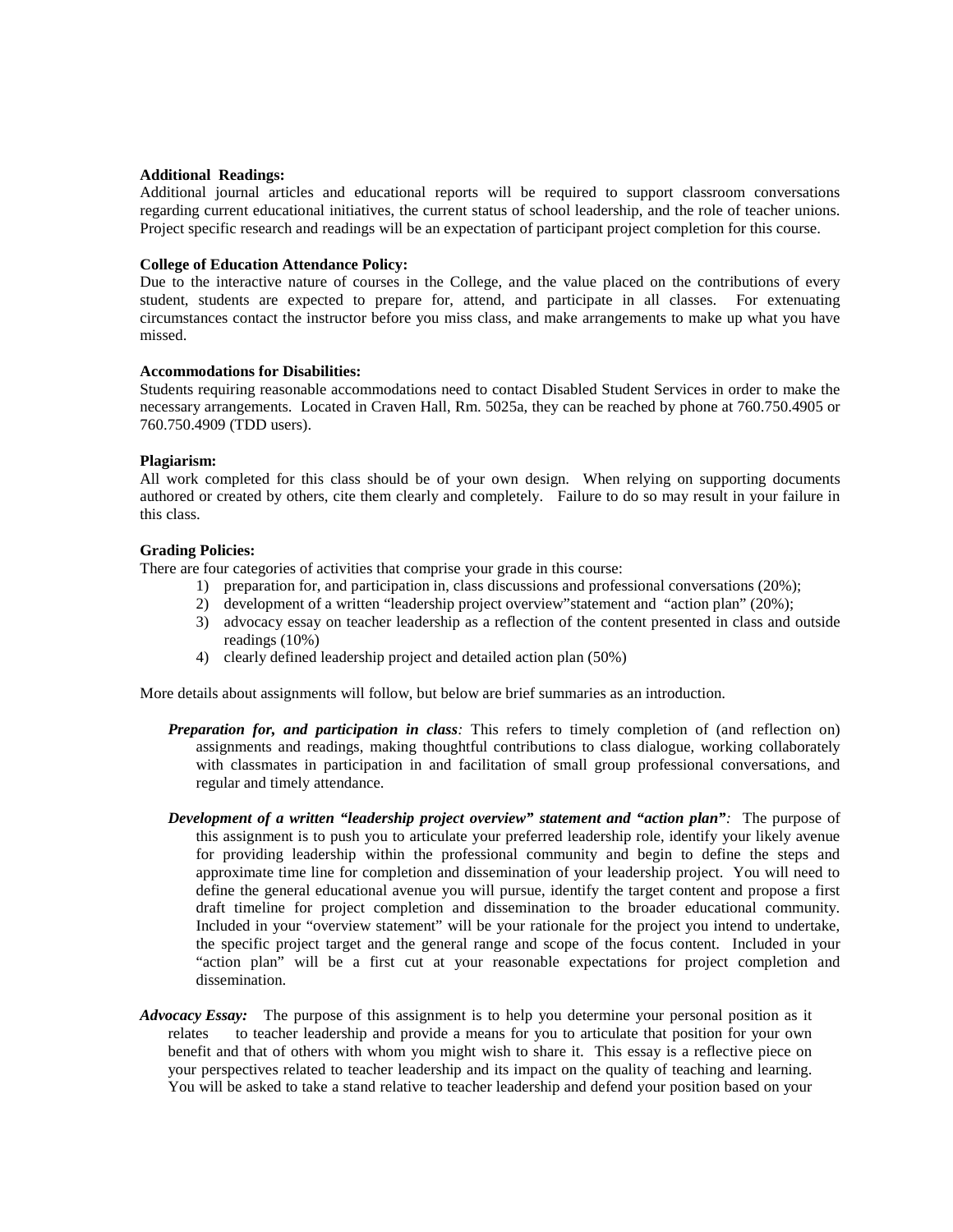**Additional Readings:**

Additional journal articles and educational reports will be required to support classroom conversations regarding current educational initiatives, the current status of school leadership, and the role of teacher unions. Project specific research and readings will be an expectation of participant project completion for this course.

**College of Education Attendance Policy:**

Due to the interactive nature of courses in the College, and the value placed on the contributions of every student, students are expected to prepare for, attend, and participate in all classes. For extenuating circumstances contact the instructor before you miss class, and make arrangements to make up what you have missed.

**Accommodations for Disabilities:**

Students requiring reasonable accommodations need to contact Disabled Student Services in order to make the necessary arrangements. Located in Craven Hall, Rm. 5025a, they can be reached by phone at 760.750.4905 or 760.750.4909 (TDD users).

**Plagiarism:**

All work completed for this class should be of your own design. When relying on supporting documents authored or created by others, cite them clearly and completely. Failure to do so may result in your failure in this class.

**Grading Policies:**

There are four categories of activities that comprise your grade in this course:

1) preparation for, and participation in, class discussions and professional conversations (20%);
2) development of a written "leadership project overview"statement and "action plan" (20%);
3) advocacy essay on teacher leadership as a reflection of the content presented in class and outside readings (10%)
4) clearly defined leadership project and detailed action plan (50%)

More details about assignments will follow, but below are brief summaries as an introduction.

***Preparation for, and participation in class**:* This refers to timely completion of (and reflection on) assignments and readings, making thoughtful contributions to class dialogue, working collaborately with classmates in participation in and facilitation of small group professional conversations, and regular and timely attendance.

***Development of a written "leadership project overview" statement and "action plan"**:* The purpose of this assignment is to push you to articulate your preferred leadership role, identify your likely avenue for providing leadership within the professional community and begin to define the steps and approximate time line for completion and dissemination of your leadership project. You will need to define the general educational avenue you will pursue, identify the target content and propose a first draft timeline for project completion and dissemination to the broader educational community. Included in your "overview statement" will be your rationale for the project you intend to undertake, the specific project target and the general range and scope of the focus content. Included in your "action plan" will be a first cut at your reasonable expectations for project completion and dissemination.

***Advocacy Essay:*** The purpose of this assignment is to help you determine your personal position as it relates to teacher leadership and provide a means for you to articulate that position for your own benefit and that of others with whom you might wish to share it. This essay is a reflective piece on your perspectives related to teacher leadership and its impact on the quality of teaching and learning. You will be asked to take a stand relative to teacher leadership and defend your position based on your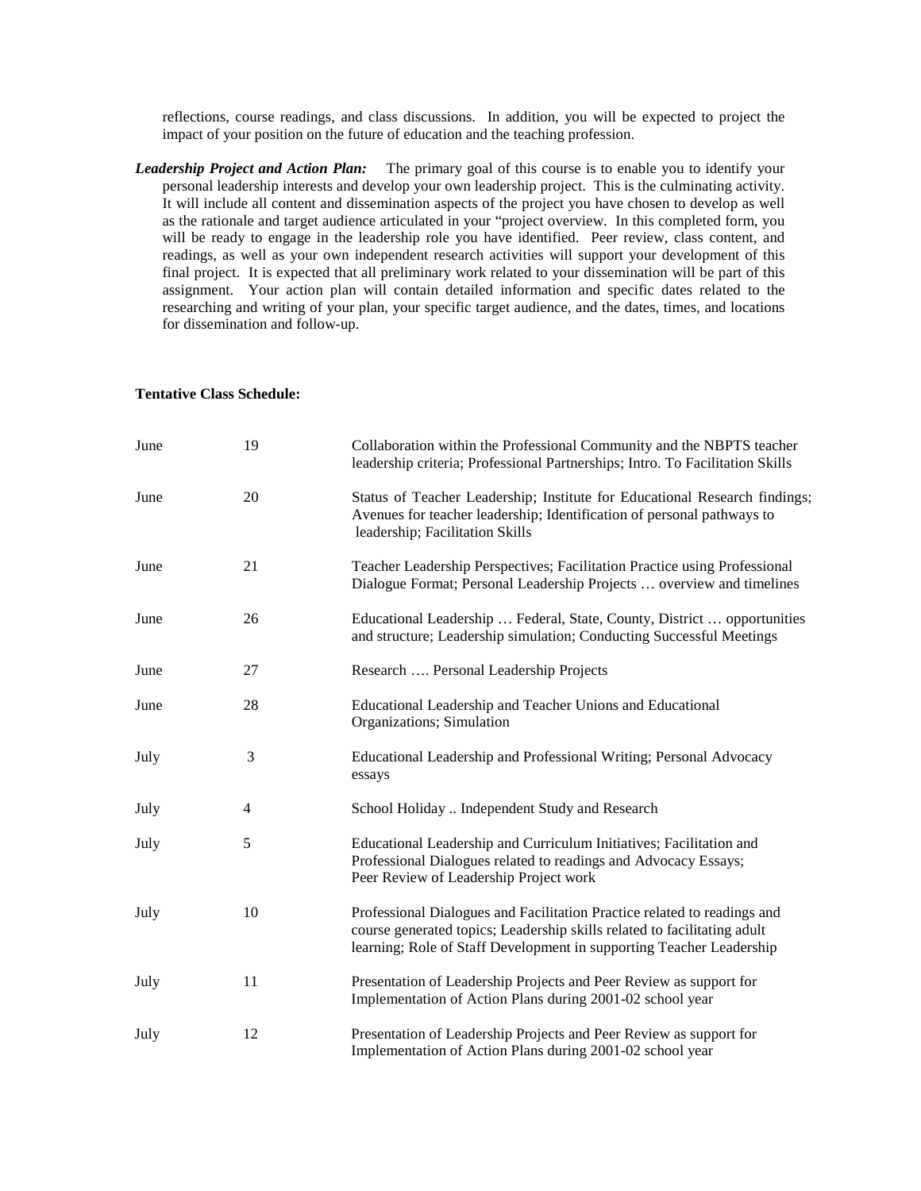reflections, course readings, and class discussions. In addition, you will be expected to project the impact of your position on the future of education and the teaching profession.

***Leadership Project and Action Plan:*** The primary goal of this course is to enable you to identify your personal leadership interests and develop your own leadership project. This is the culminating activity. It will include all content and dissemination aspects of the project you have chosen to develop as well as the rationale and target audience articulated in your "project overview. In this completed form, you will be ready to engage in the leadership role you have identified. Peer review, class content, and readings, as well as your own independent research activities will support your development of this final project. It is expected that all preliminary work related to your dissemination will be part of this assignment. Your action plan will contain detailed information and specific dates related to the researching and writing of your plan, your specific target audience, and the dates, times, and locations for dissemination and follow-up.

**Tentative Class Schedule:**

| | | |
|---|---|---|
| June | 19 | Collaboration within the Professional Community and the NBPTS teacher leadership criteria; Professional Partnerships; Intro. To Facilitation Skills |
| June | 20 | Status of Teacher Leadership; Institute for Educational Research findings; Avenues for teacher leadership; Identification of personal pathways to leadership; Facilitation Skills |
| June | 21 | Teacher Leadership Perspectives; Facilitation Practice using Professional Dialogue Format; Personal Leadership Projects … overview and timelines |
| June | 26 | Educational Leadership … Federal, State, County, District … opportunities and structure; Leadership simulation; Conducting Successful Meetings |
| June | 27 | Research …. Personal Leadership Projects |
| June | 28 | Educational Leadership and Teacher Unions and Educational Organizations; Simulation |
| July | 3 | Educational Leadership and Professional Writing; Personal Advocacy essays |
| July | 4 | School Holiday .. Independent Study and Research |
| July | 5 | Educational Leadership and Curriculum Initiatives; Facilitation and Professional Dialogues related to readings and Advocacy Essays; Peer Review of Leadership Project work |
| July | 10 | Professional Dialogues and Facilitation Practice related to readings and course generated topics; Leadership skills related to facilitating adult learning; Role of Staff Development in supporting Teacher Leadership |
| July | 11 | Presentation of Leadership Projects and Peer Review as support for Implementation of Action Plans during 2001-02 school year |
| July | 12 | Presentation of Leadership Projects and Peer Review as support for Implementation of Action Plans during 2001-02 school year |